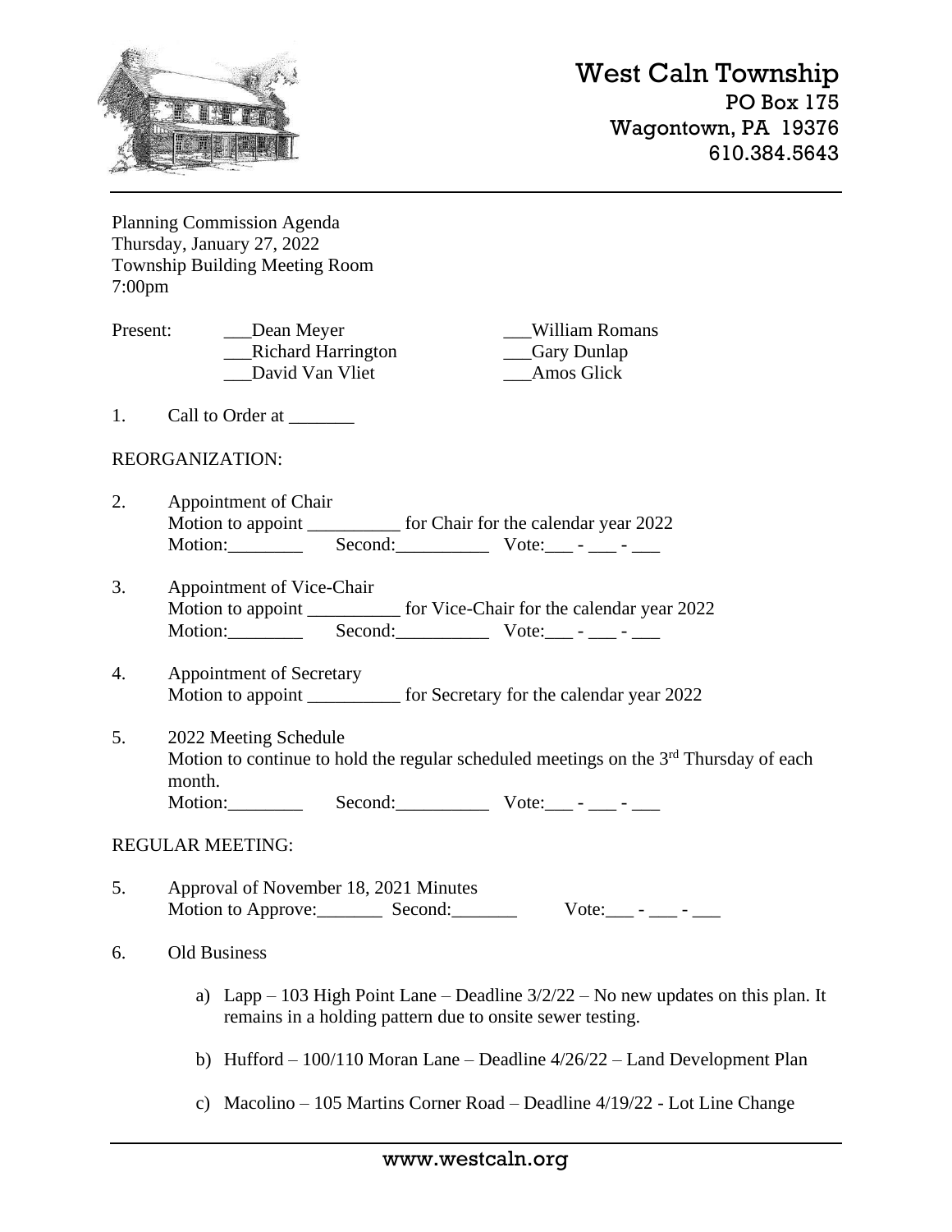# West Caln Township

PO Box 175
Wagontown, PA 19376
610.384.5643

---

Planning Commission Agenda
Thursday, January 27, 2022
Township Building Meeting Room
7:00pm

Present:
\_\_\_Dean Meyer
\_\_\_Richard Harrington
\_\_\_David Van Vliet
\_\_\_William Romans
\_\_\_Gary Dunlap
\_\_\_Amos Glick

1. Call to Order at \_\_\_\_\_\_\_

REORGANIZATION:

2. Appointment of Chair
   Motion to appoint \_\_\_\_\_\_\_\_\_\_ for Chair for the calendar year 2022
   Motion:\_\_\_\_\_\_\_\_ Second:\_\_\_\_\_\_\_\_\_\_ Vote:\_\_\_ - \_\_\_ - \_\_\_

3. Appointment of Vice-Chair
   Motion to appoint \_\_\_\_\_\_\_\_\_\_ for Vice-Chair for the calendar year 2022
   Motion:\_\_\_\_\_\_\_\_ Second:\_\_\_\_\_\_\_\_\_\_ Vote:\_\_\_ - \_\_\_ - \_\_\_

4. Appointment of Secretary
   Motion to appoint \_\_\_\_\_\_\_\_\_\_ for Secretary for the calendar year 2022

5. 2022 Meeting Schedule
   Motion to continue to hold the regular scheduled meetings on the 3rd Thursday of each month.
   Motion:\_\_\_\_\_\_\_\_ Second:\_\_\_\_\_\_\_\_\_\_ Vote:\_\_\_ - \_\_\_ - \_\_\_

REGULAR MEETING:

5. Approval of November 18, 2021 Minutes
   Motion to Approve:\_\_\_\_\_\_\_ Second:\_\_\_\_\_\_\_ Vote:\_\_\_ - \_\_\_ - \_\_\_

6. Old Business

   a) Lapp – 103 High Point Lane – Deadline 3/2/22 – No new updates on this plan. It remains in a holding pattern due to onsite sewer testing.

   b) Hufford – 100/110 Moran Lane – Deadline 4/26/22 – Land Development Plan

   c) Macolino – 105 Martins Corner Road – Deadline 4/19/22 - Lot Line Change

---

www.westcaln.org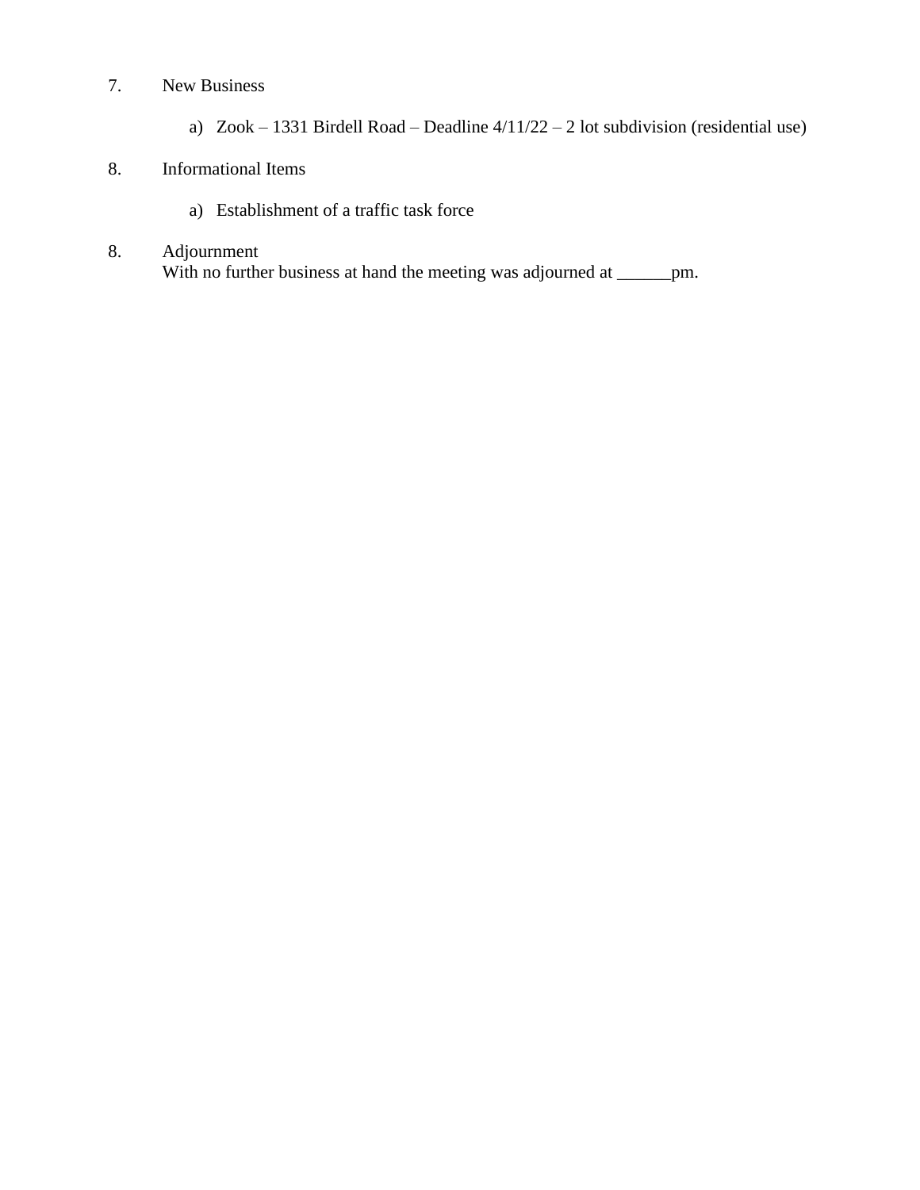7. New Business

   a) Zook – 1331 Birdell Road – Deadline 4/11/22 – 2 lot subdivision (residential use)

8. Informational Items

   a) Establishment of a traffic task force

8. Adjournment
   With no further business at hand the meeting was adjourned at ______pm.